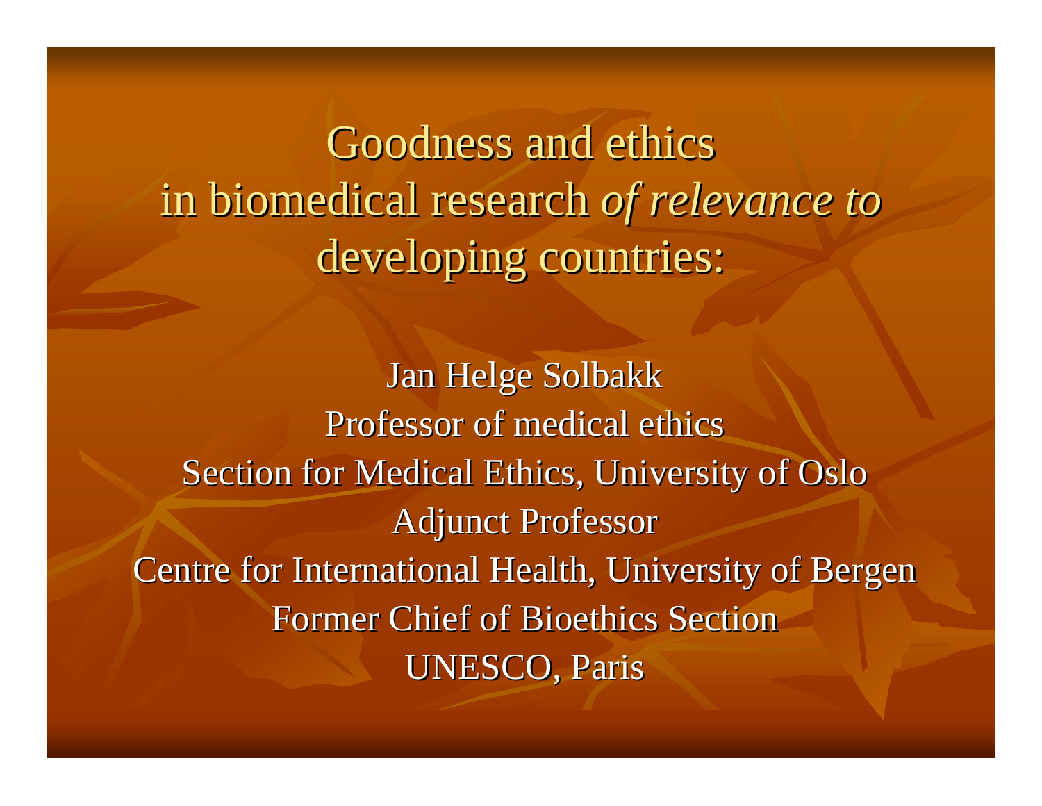# Goodness and ethics in biomedical research *of relevance to* developing countries:

Jan Helge Solbakk
Professor of medical ethics
Section for Medical Ethics, University of Oslo
Adjunct Professor
Centre for International Health, University of Bergen
Former Chief of Bioethics Section
UNESCO, Paris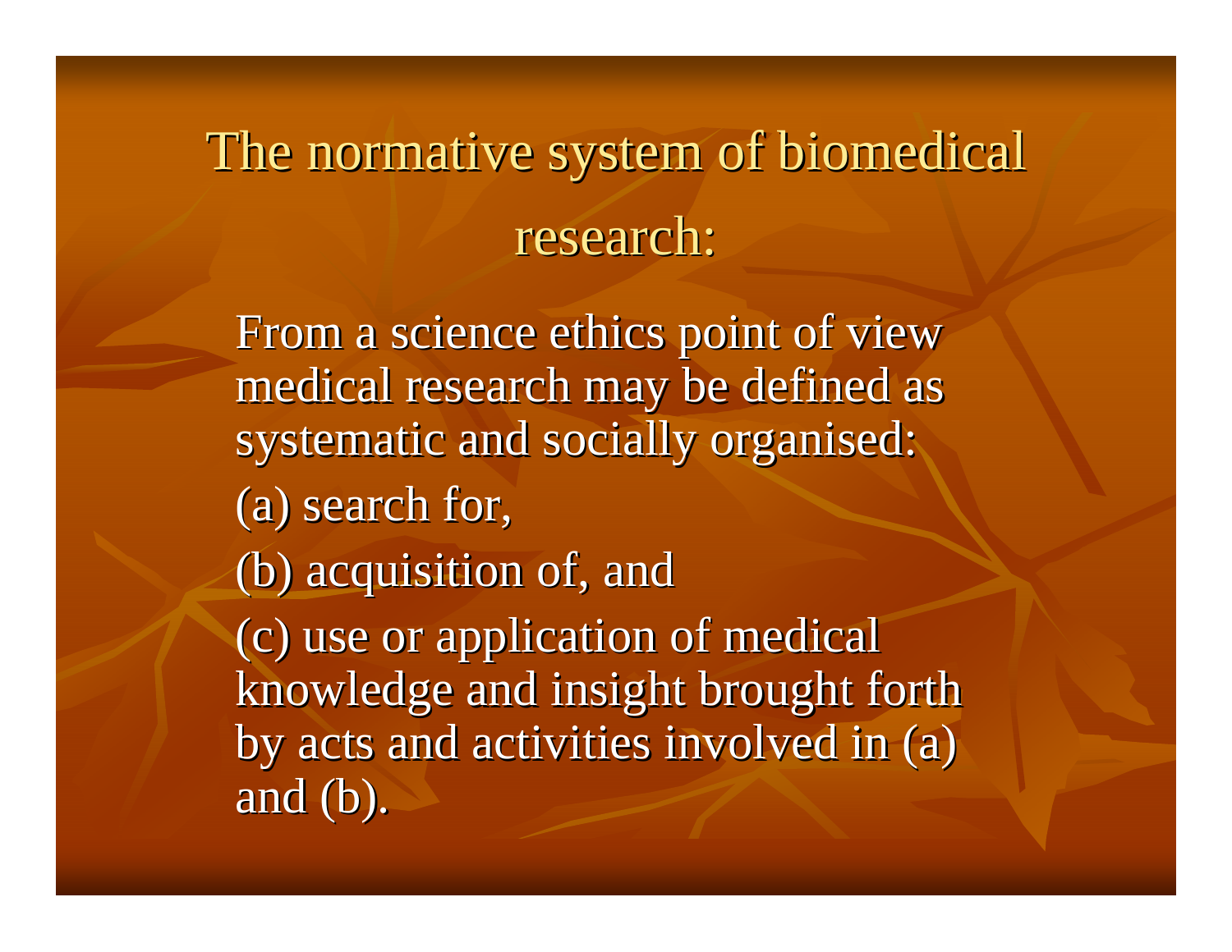# The normative system of biomedical research:

From a science ethics point of view medical research may be defined as systematic and socially organised:

(a) search for,

(b) acquisition of, and

(c) use or application of medical knowledge and insight brought forth by acts and activities involved in (a) and (b).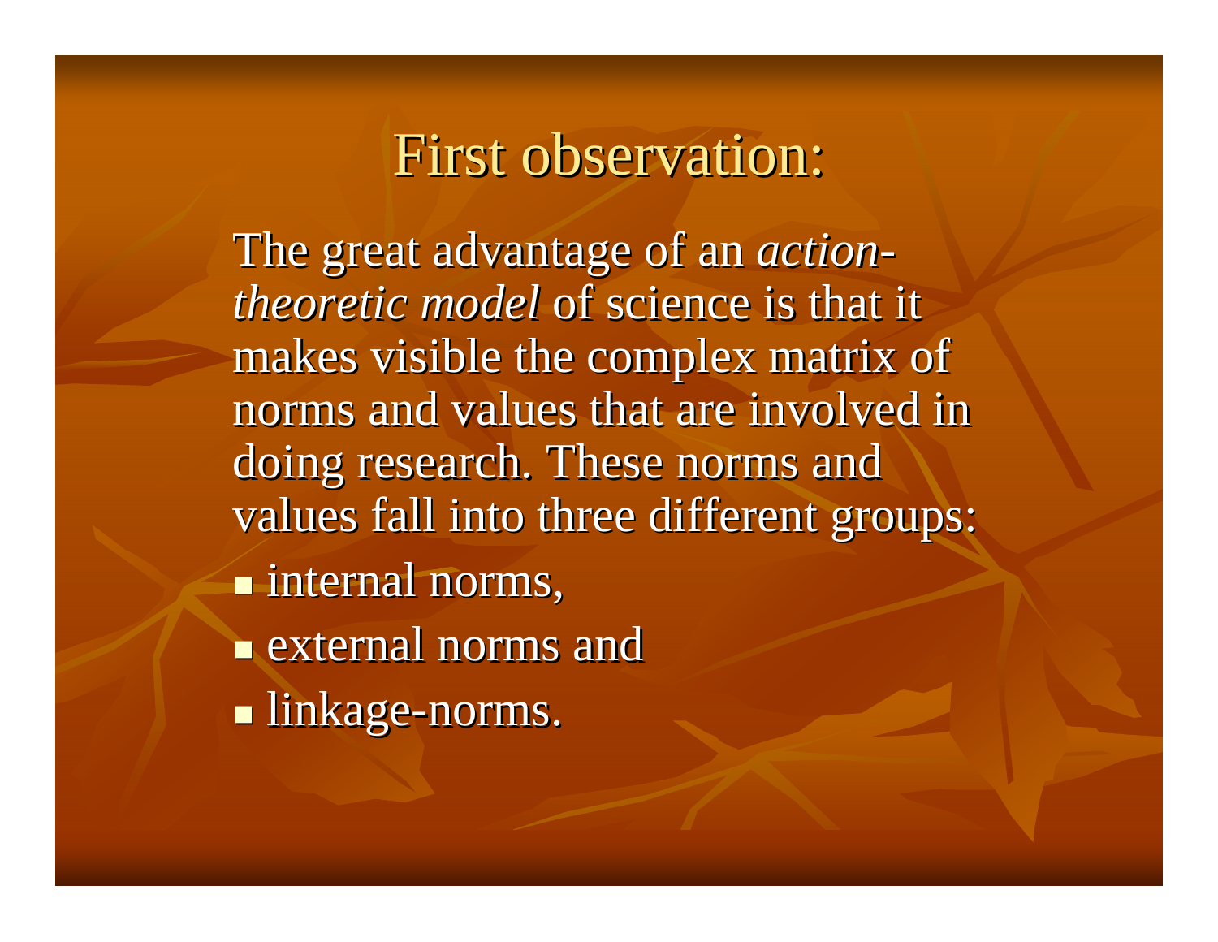# First observation:

The great advantage of an *action-theoretic model* of science is that it makes visible the complex matrix of norms and values that are involved in doing research. These norms and values fall into three different groups:

- internal norms,
- external norms and
- linkage-norms.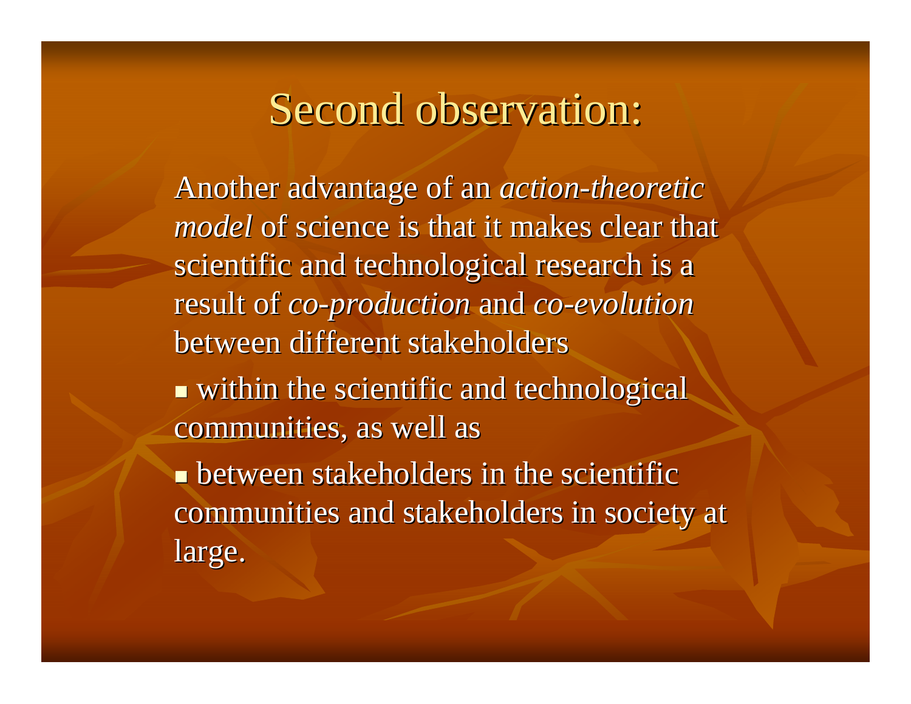# Second observation:

Another advantage of an *action-theoretic model* of science is that it makes clear that scientific and technological research is a result of *co-production* and *co-evolution* between different stakeholders

- within the scientific and technological communities, as well as
- between stakeholders in the scientific communities and stakeholders in society at large.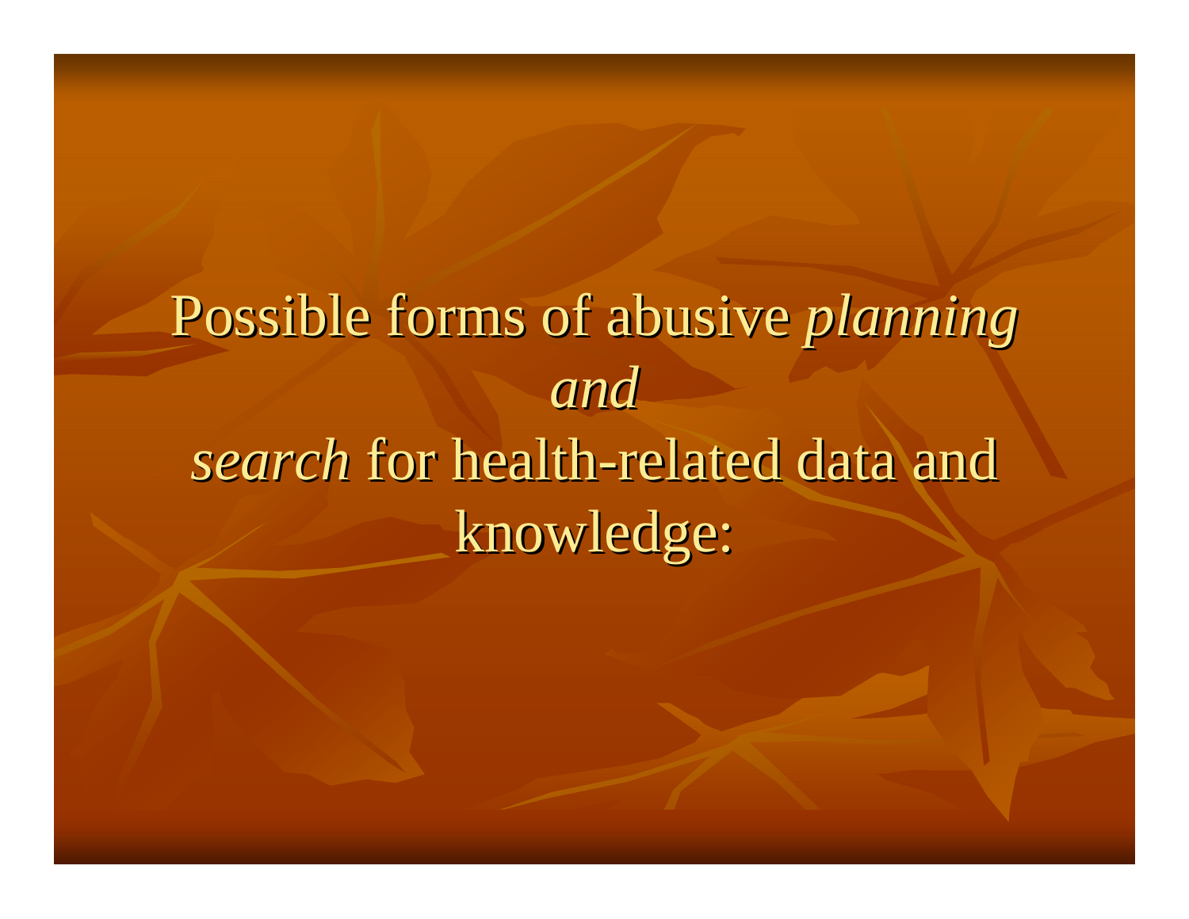# Possible forms of abusive *planning and search* for health-related data and knowledge: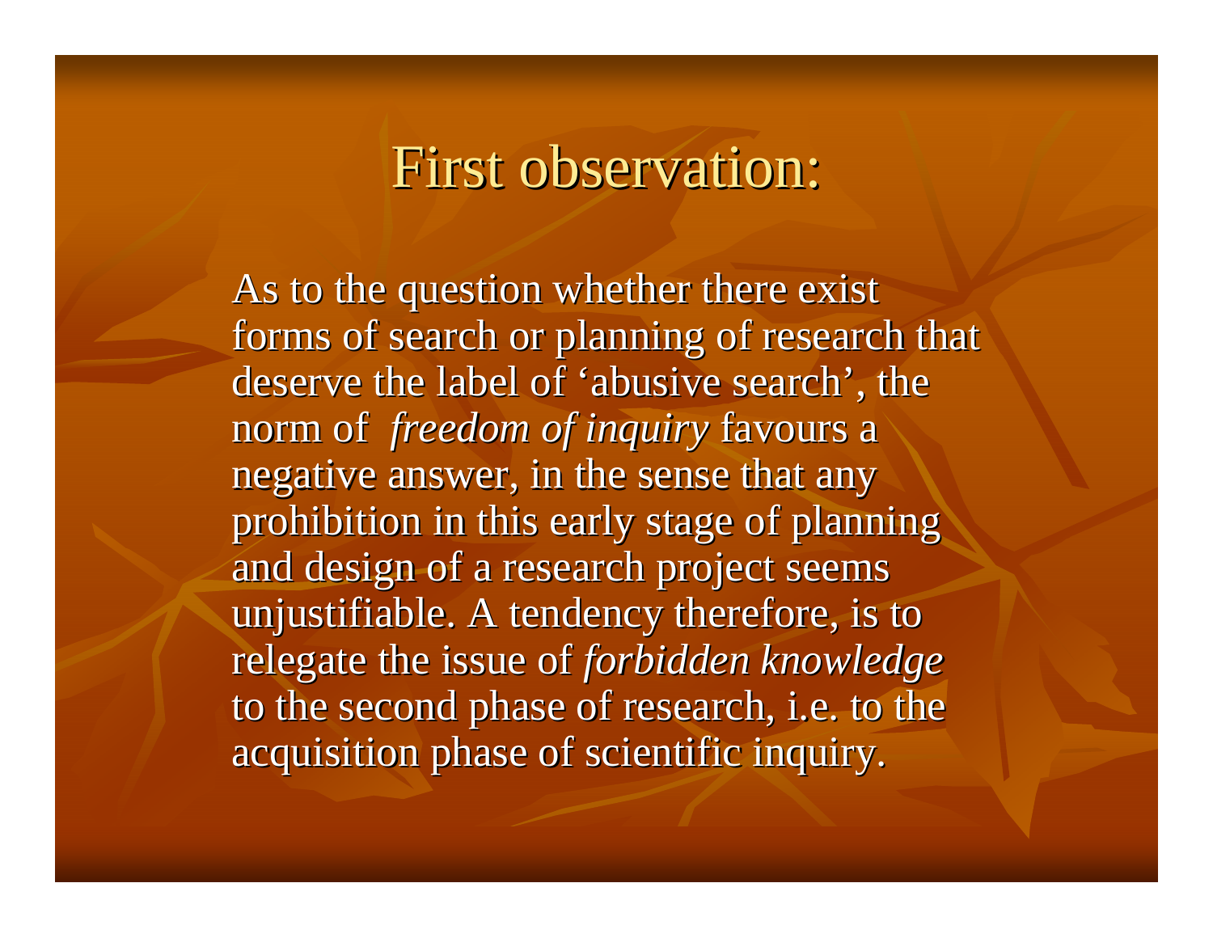# First observation:

As to the question whether there exist forms of search or planning of research that deserve the label of ‘abusive search’, the norm of *freedom of inquiry* favours a negative answer, in the sense that any prohibition in this early stage of planning and design of a research project seems unjustifiable. A tendency therefore, is to relegate the issue of *forbidden knowledge* to the second phase of research, i.e. to the acquisition phase of scientific inquiry.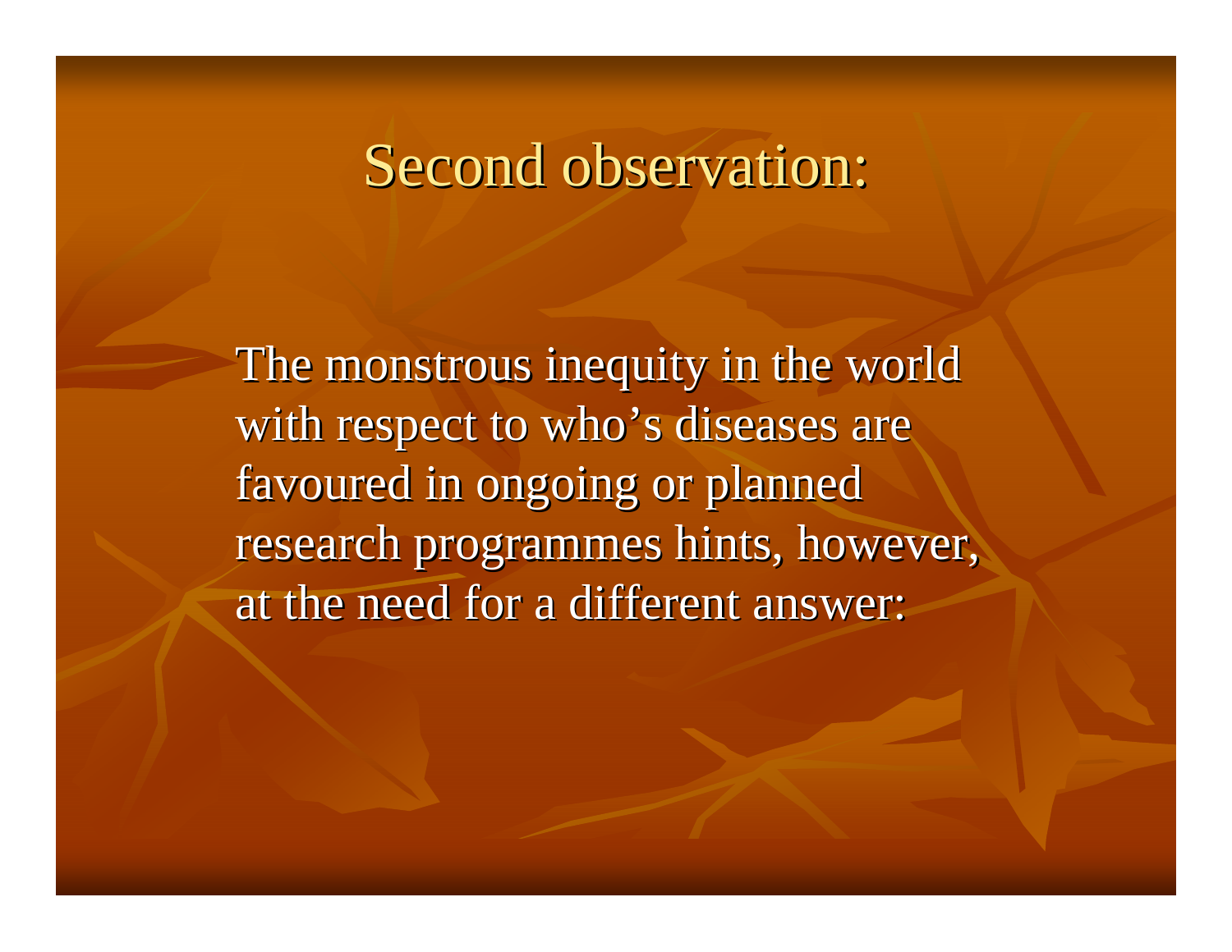# Second observation:

The monstrous inequity in the world with respect to who's diseases are favoured in ongoing or planned research programmes hints, however, at the need for a different answer: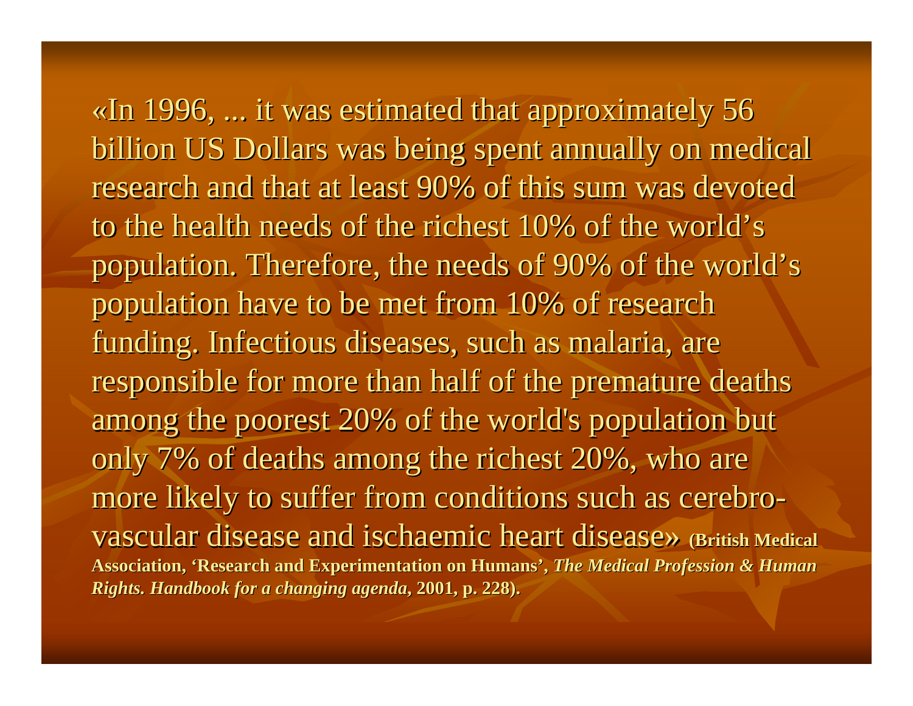«In 1996, ... it was estimated that approximately 56 billion US Dollars was being spent annually on medical research and that at least 90% of this sum was devoted to the health needs of the richest 10% of the world's population. Therefore, the needs of 90% of the world's population have to be met from 10% of research funding. Infectious diseases, such as malaria, are responsible for more than half of the premature deaths among the poorest 20% of the world's population but only 7% of deaths among the richest 20%, who are more likely to suffer from conditions such as cerebro-vascular disease and ischaemic heart disease» **(British Medical Association, 'Research and Experimentation on Humans',** ***The Medical Profession & Human Rights. Handbook for a changing agenda*****, 2001, p. 228).**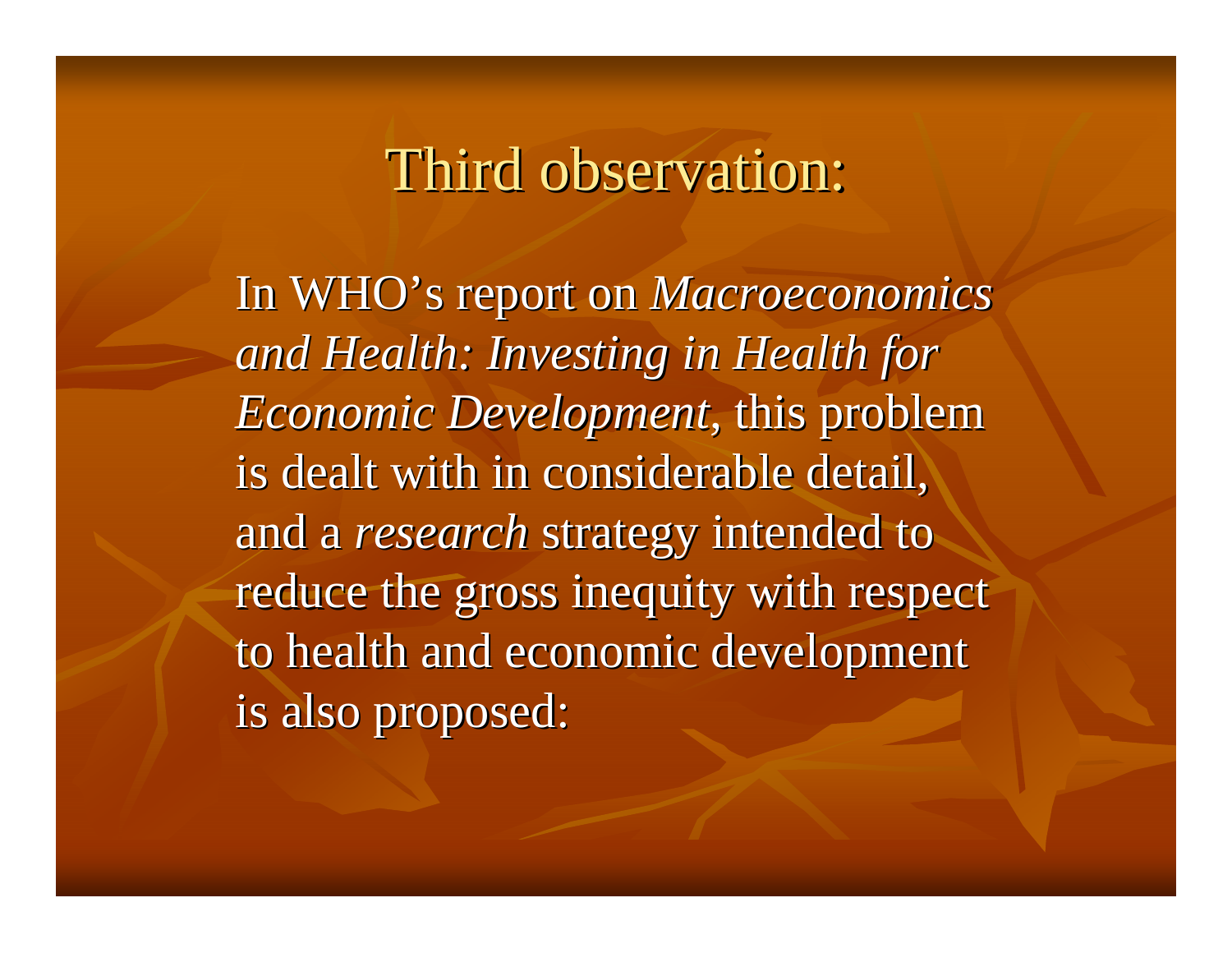# Third observation:

In WHO's report on *Macroeconomics and Health: Investing in Health for Economic Development*, this problem is dealt with in considerable detail, and a *research* strategy intended to reduce the gross inequity with respect to health and economic development is also proposed: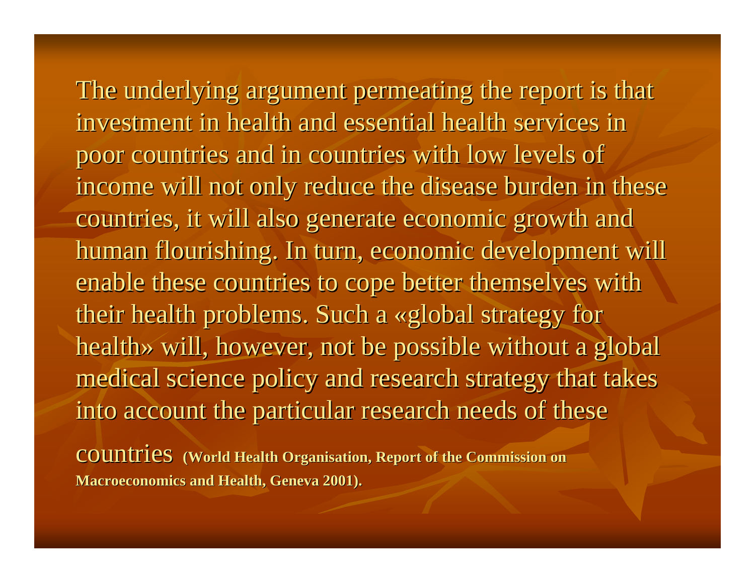The underlying argument permeating the report is that investment in health and essential health services in poor countries and in countries with low levels of income will not only reduce the disease burden in these countries, it will also generate economic growth and human flourishing. In turn, economic development will enable these countries to cope better themselves with their health problems. Such a «global strategy for health» will, however, not be possible without a global medical science policy and research strategy that takes into account the particular research needs of these countries **(World Health Organisation, Report of the Commission on Macroeconomics and Health, Geneva 2001).**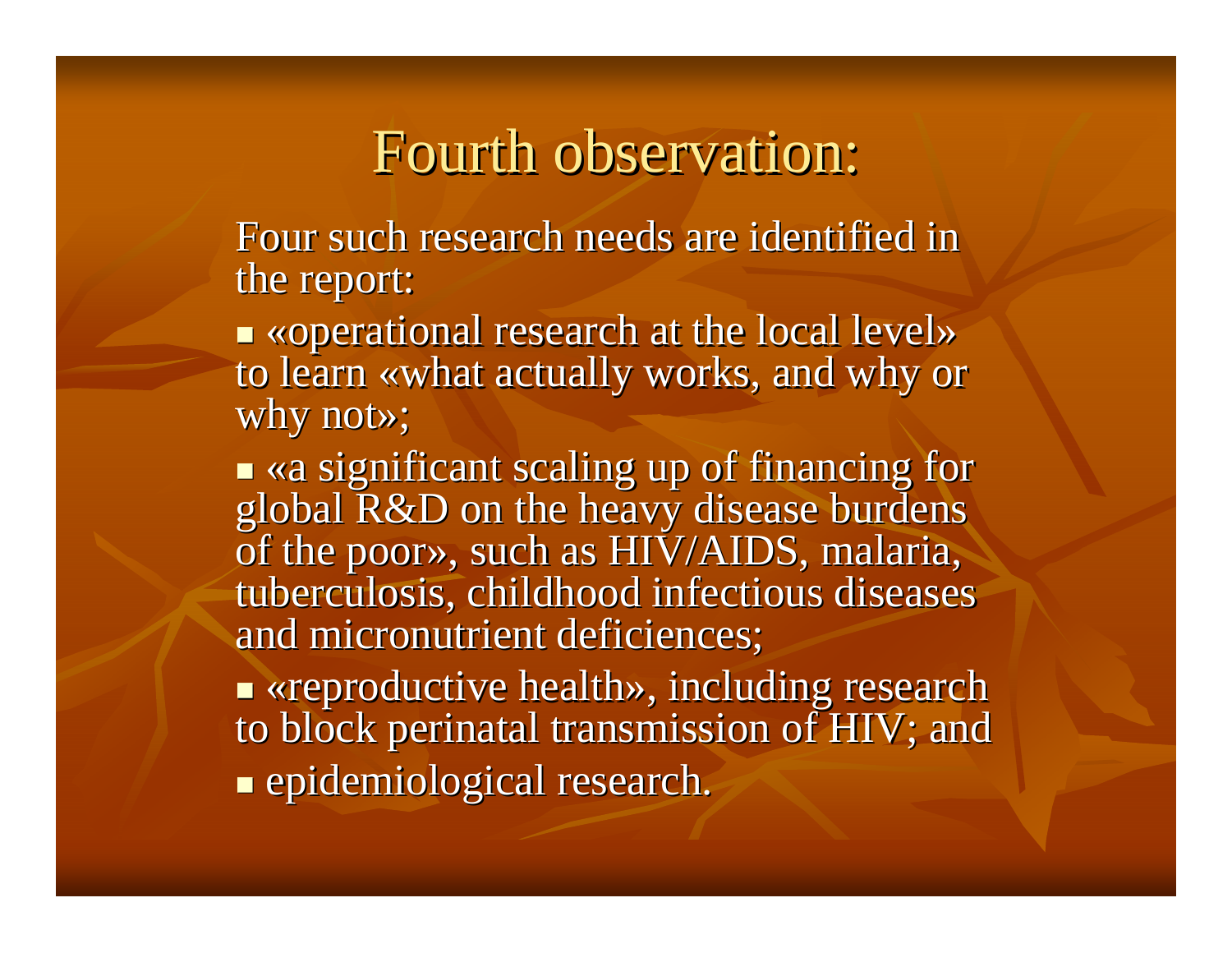# Fourth observation:

Four such research needs are identified in the report:

- «operational research at the local level» to learn «what actually works, and why or why not»;
- «a significant scaling up of financing for global R&D on the heavy disease burdens of the poor», such as HIV/AIDS, malaria, tuberculosis, childhood infectious diseases and micronutrient deficiences;
- «reproductive health», including research to block perinatal transmission of HIV; and
- epidemiological research.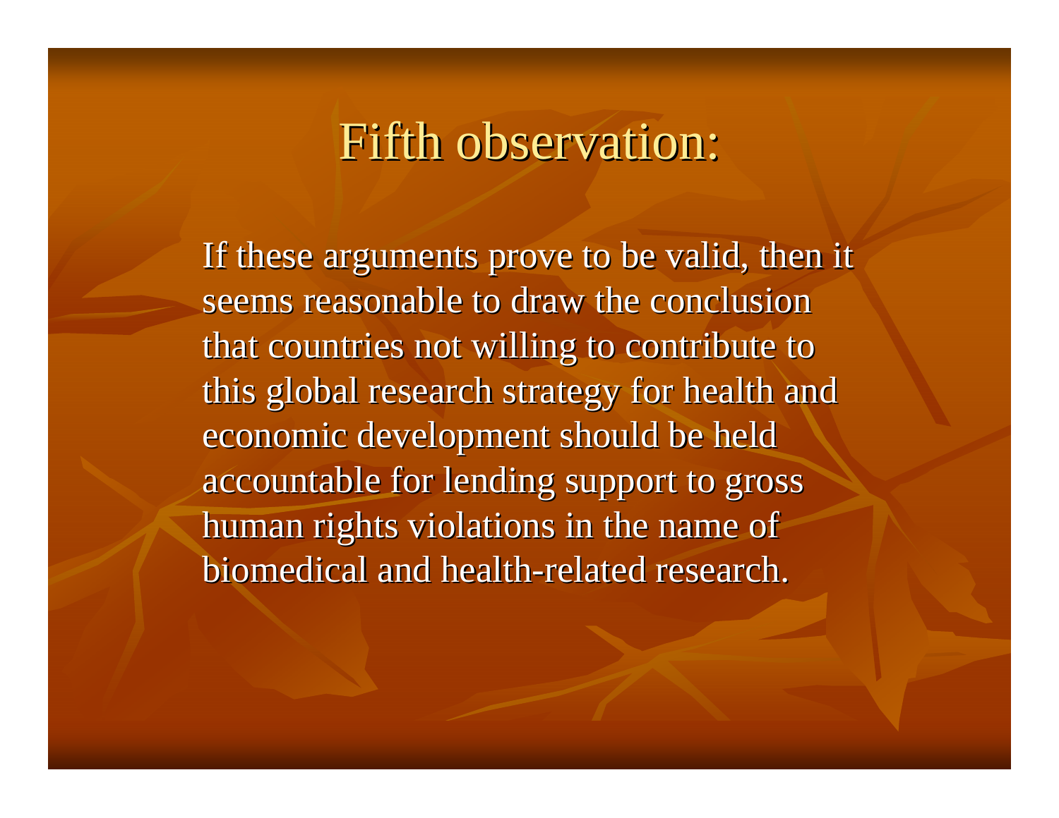# Fifth observation:

If these arguments prove to be valid, then it seems reasonable to draw the conclusion that countries not willing to contribute to this global research strategy for health and economic development should be held accountable for lending support to gross human rights violations in the name of biomedical and health-related research.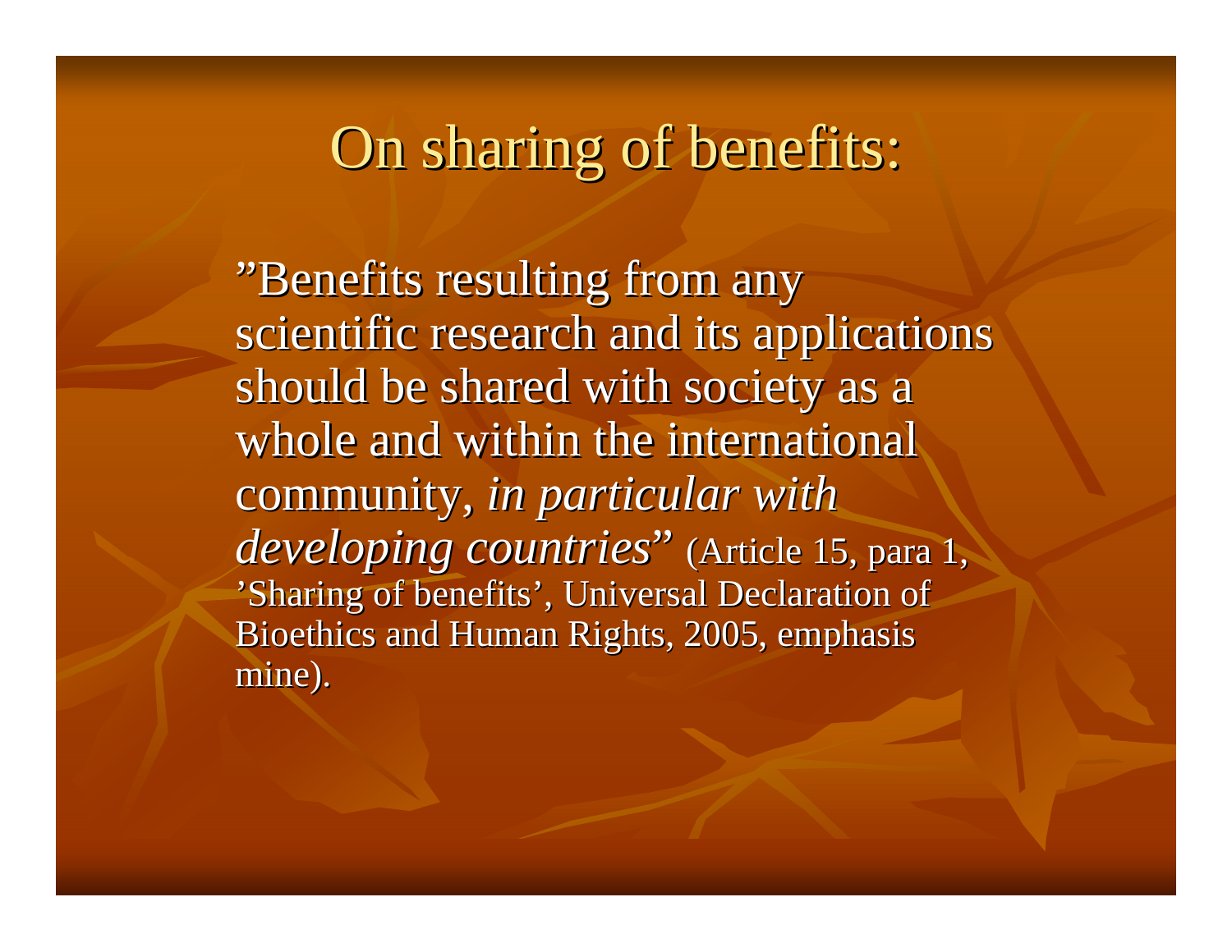# On sharing of benefits:

”Benefits resulting from any scientific research and its applications should be shared with society as a whole and within the international community, *in particular with developing countries*” (Article 15, para 1, ’Sharing of benefits’, Universal Declaration of Bioethics and Human Rights, 2005, emphasis mine).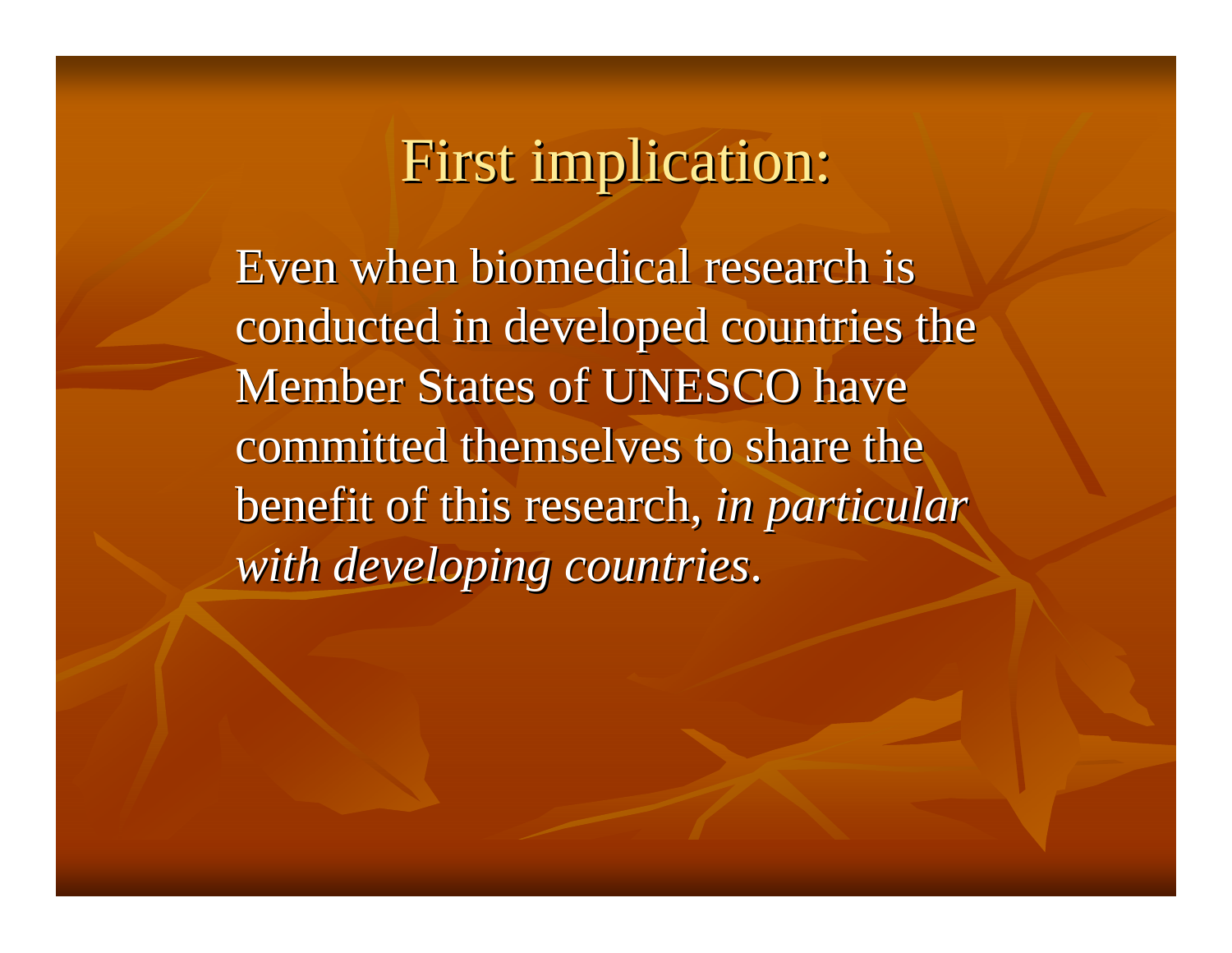# First implication:

Even when biomedical research is conducted in developed countries the Member States of UNESCO have committed themselves to share the benefit of this research, *in particular with developing countries*.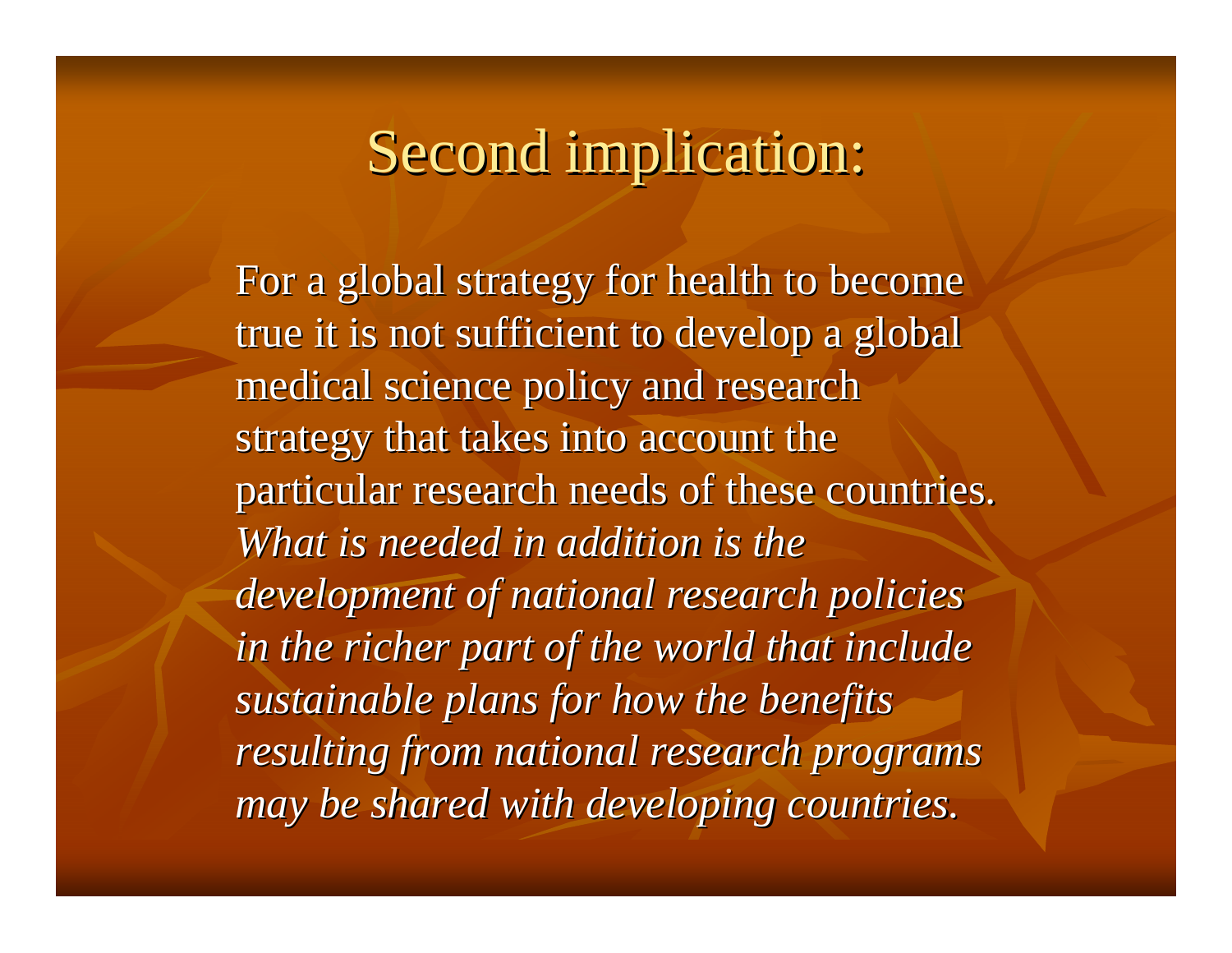# Second implication:

For a global strategy for health to become true it is not sufficient to develop a global medical science policy and research strategy that takes into account the particular research needs of these countries. *What is needed in addition is the development of national research policies in the richer part of the world that include sustainable plans for how the benefits resulting from national research programs may be shared with developing countries.*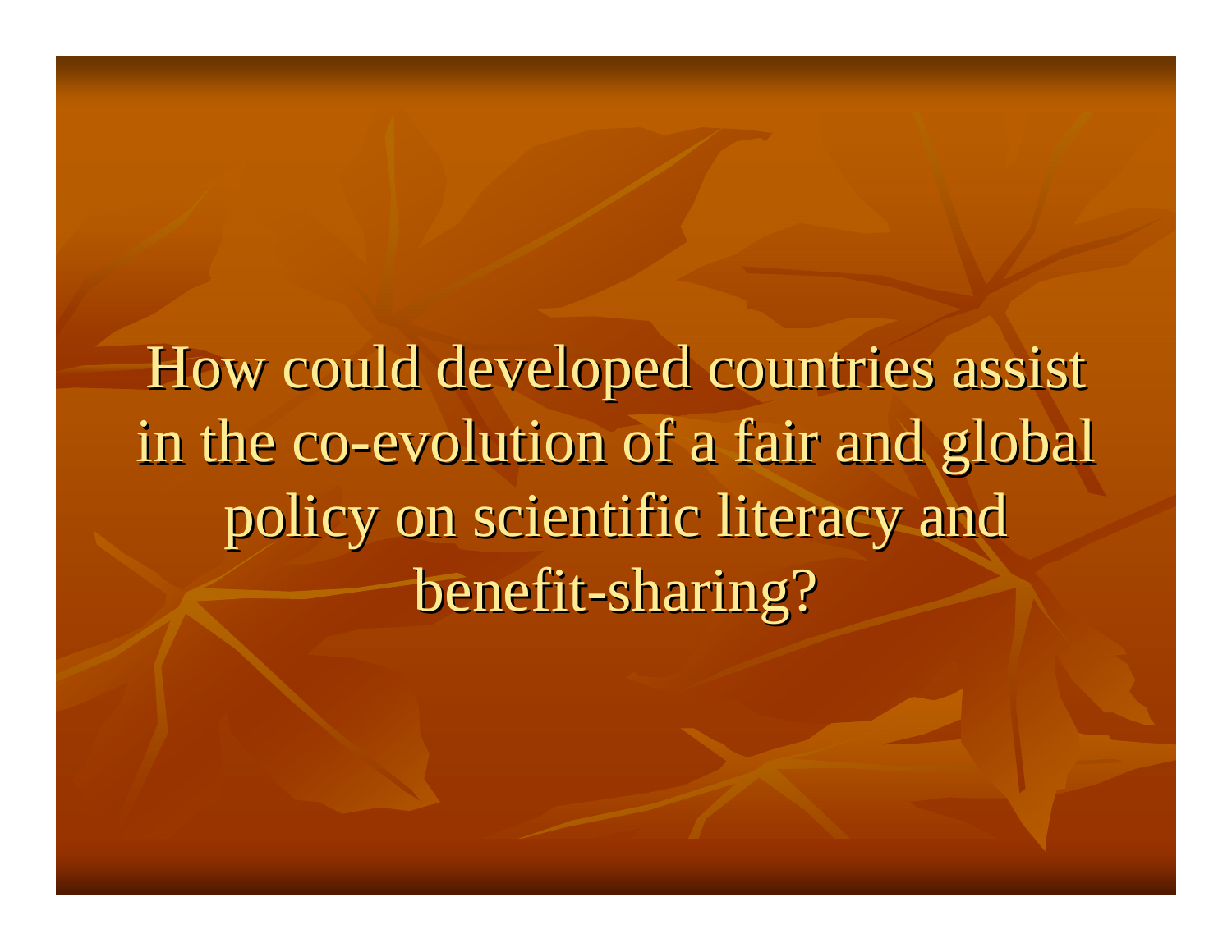How could developed countries assist in the co-evolution of a fair and global policy on scientific literacy and benefit-sharing?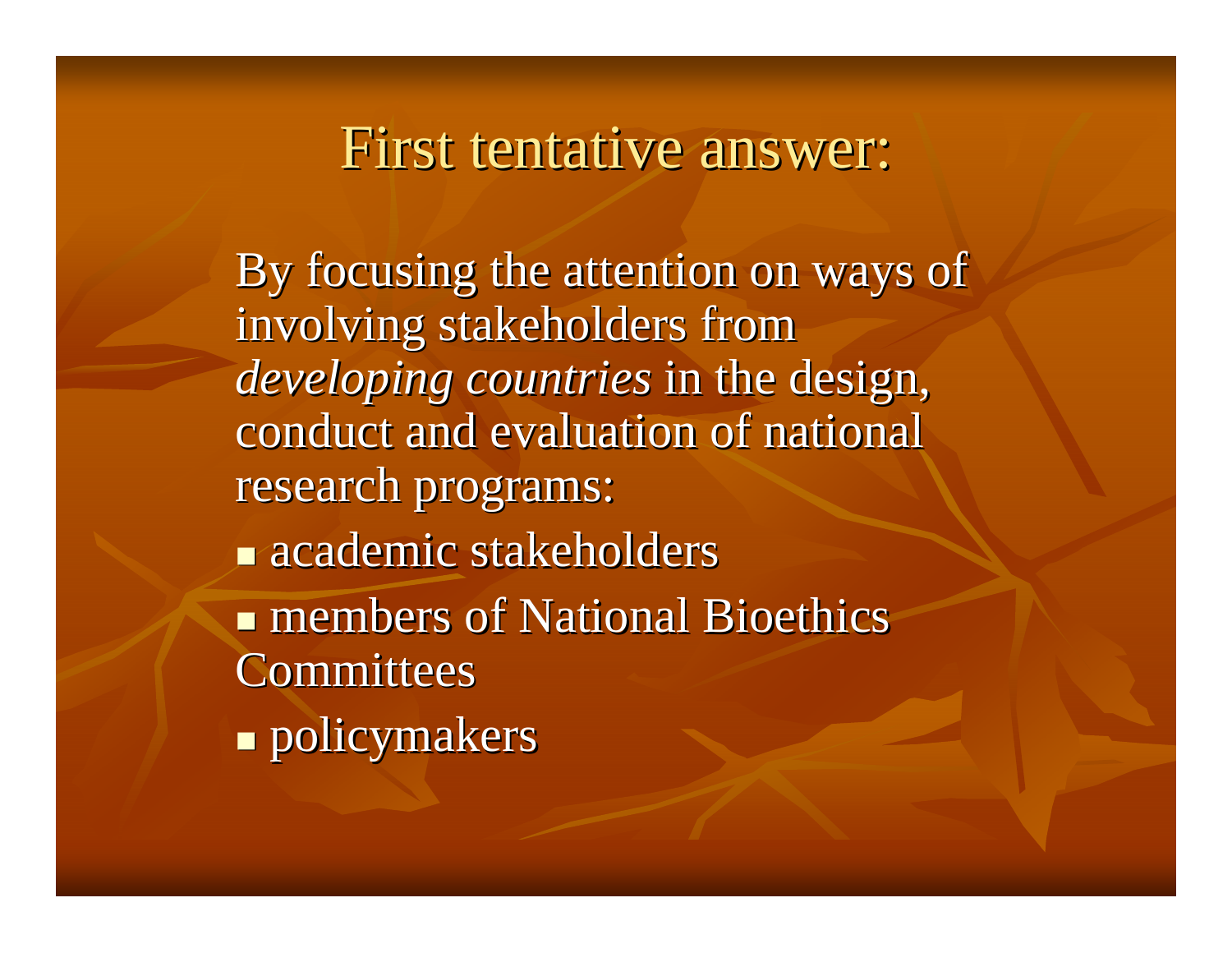# First tentative answer:

By focusing the attention on ways of involving stakeholders from *developing countries* in the design, conduct and evaluation of national research programs:

- academic stakeholders
- members of National Bioethics Committees
- policymakers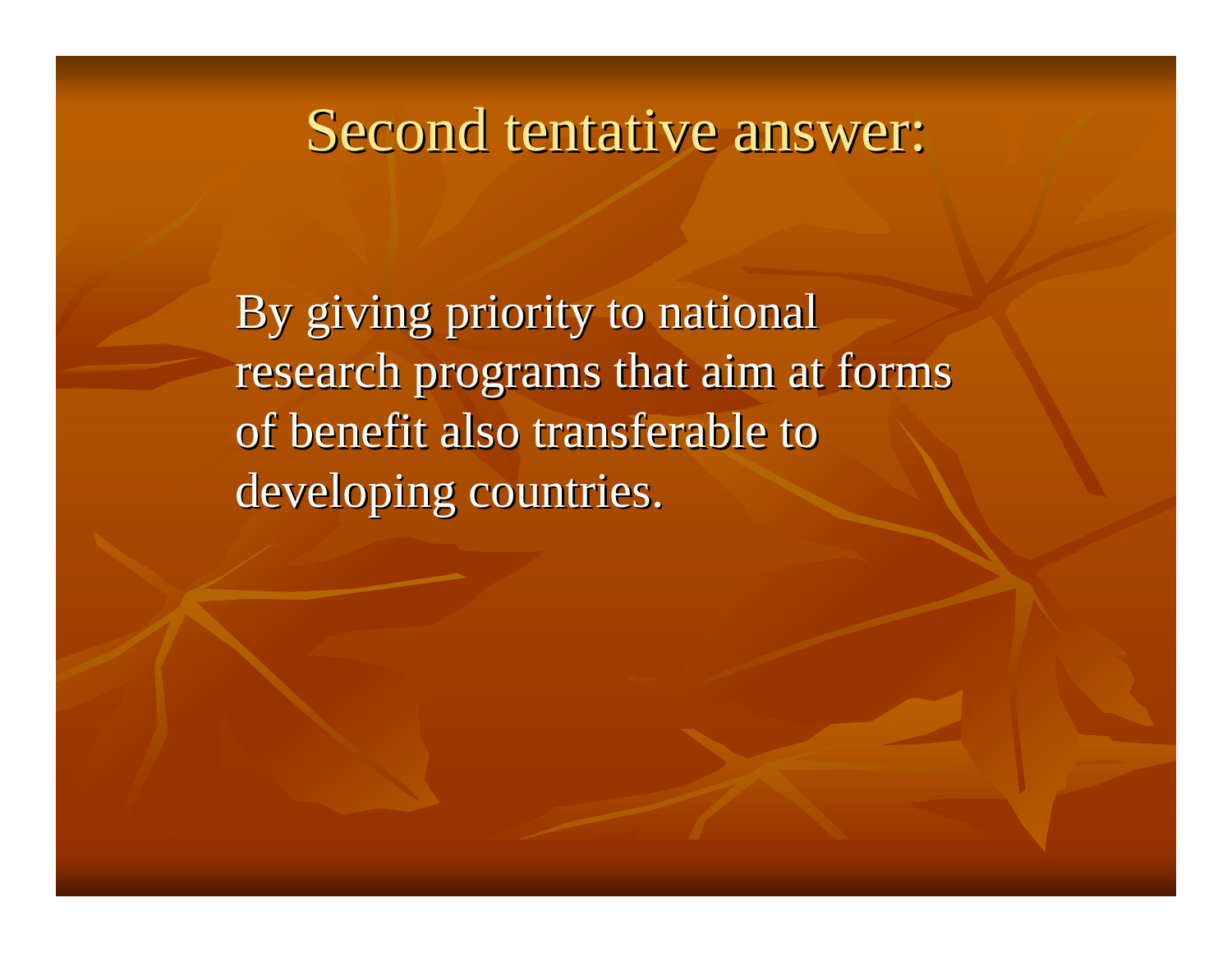# Second tentative answer:

By giving priority to national research programs that aim at forms of benefit also transferable to developing countries.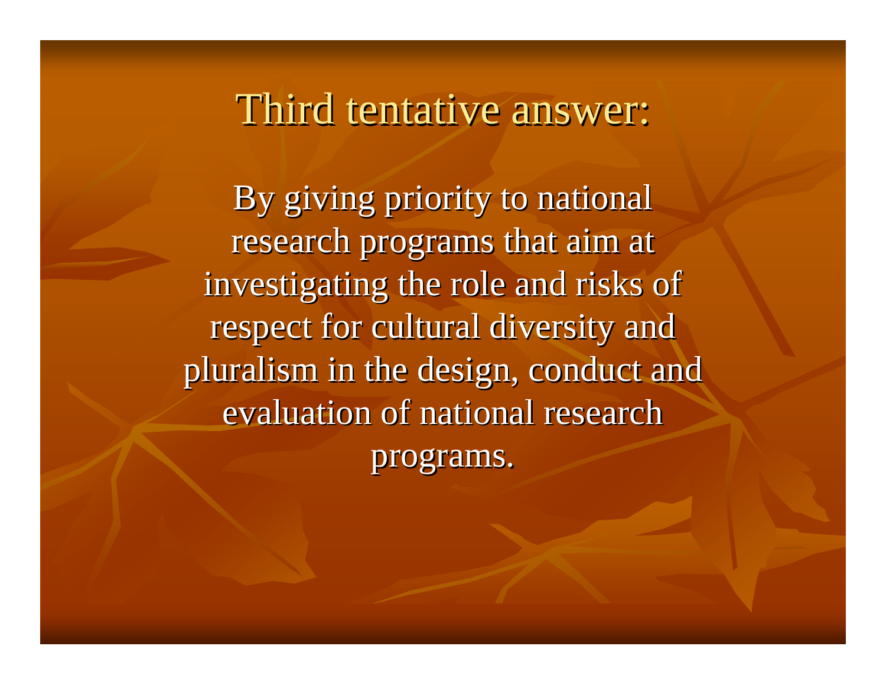# Third tentative answer:

By giving priority to national research programs that aim at investigating the role and risks of respect for cultural diversity and pluralism in the design, conduct and evaluation of national research programs.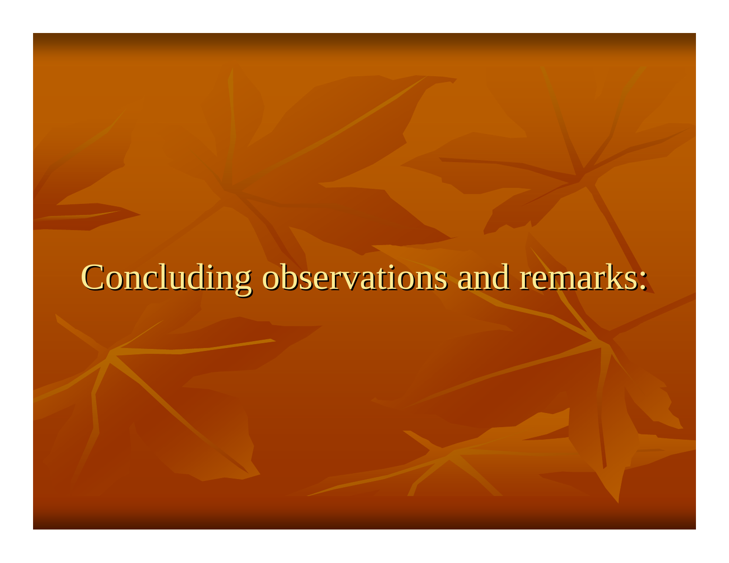# Concluding observations and remarks: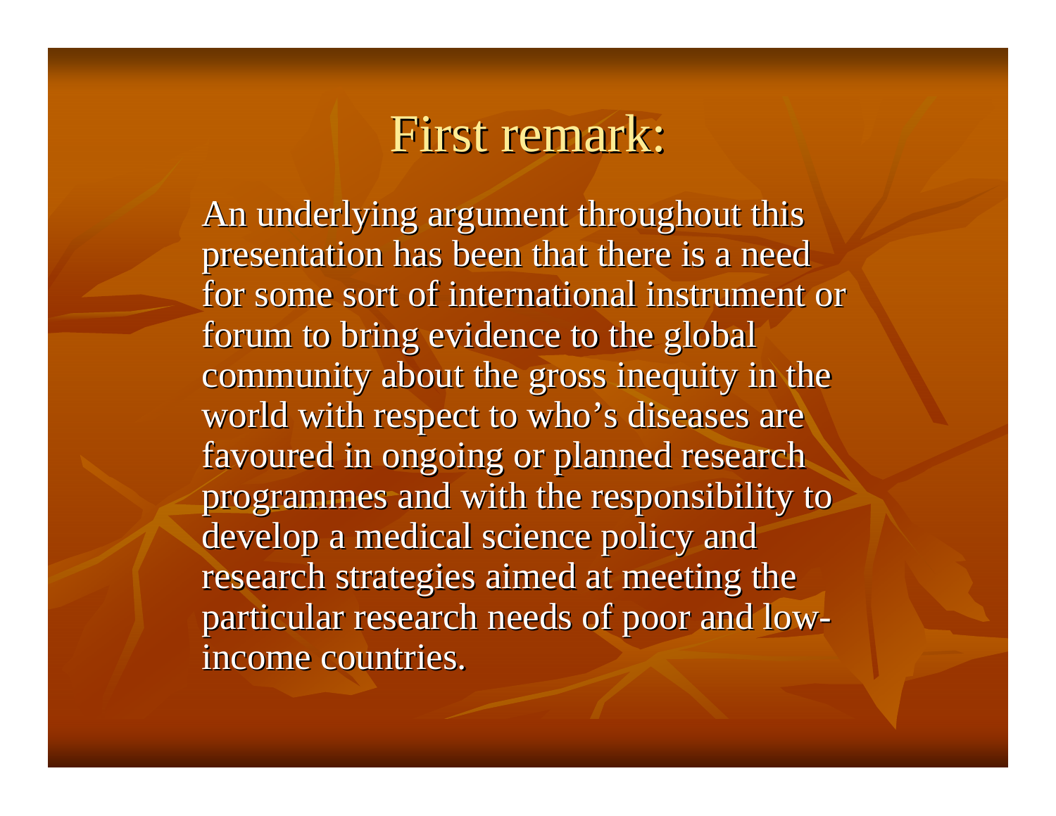# First remark:

An underlying argument throughout this presentation has been that there is a need for some sort of international instrument or forum to bring evidence to the global community about the gross inequity in the world with respect to who's diseases are favoured in ongoing or planned research programmes and with the responsibility to develop a medical science policy and research strategies aimed at meeting the particular research needs of poor and low-income countries.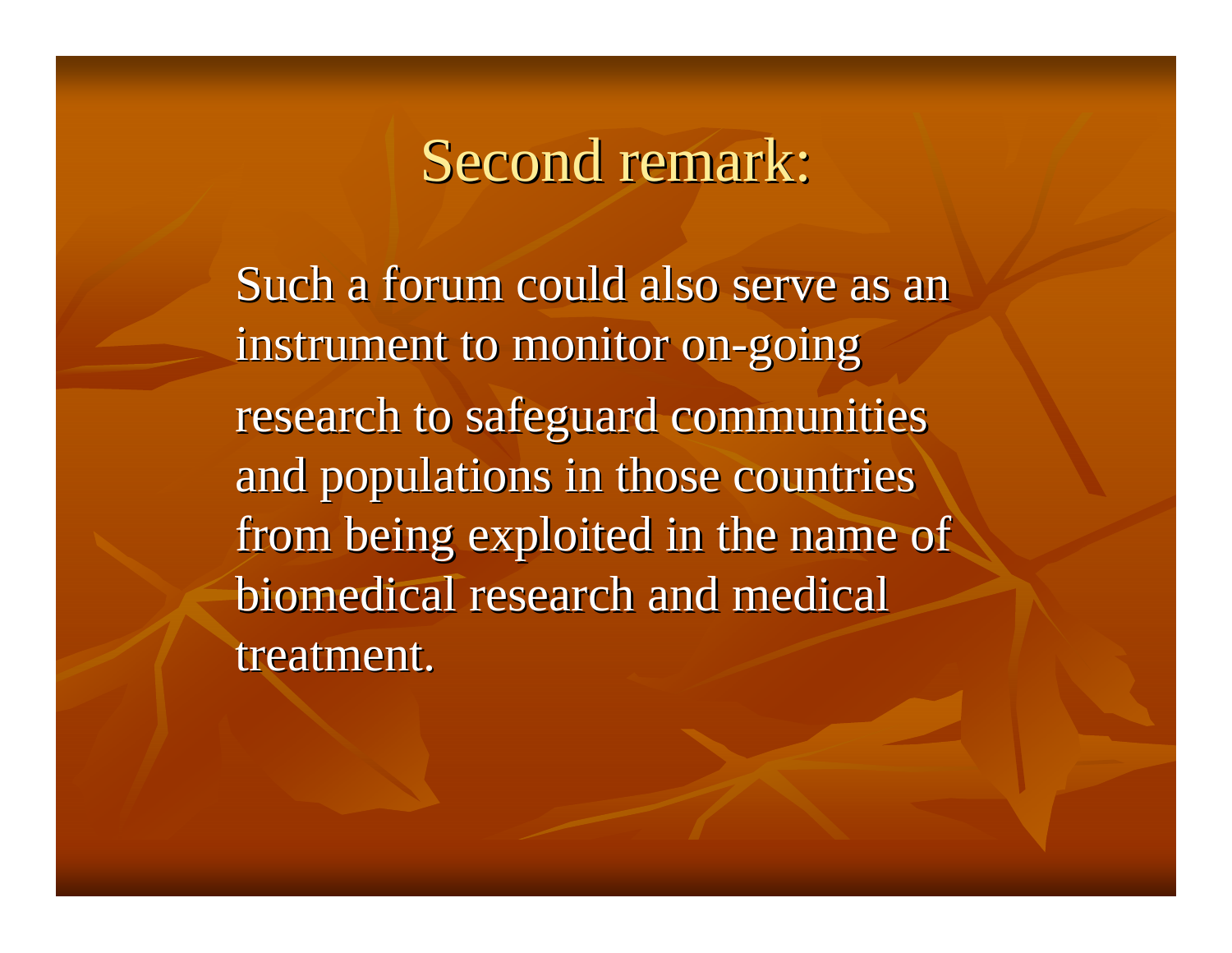# Second remark:

Such a forum could also serve as an instrument to monitor on-going research to safeguard communities and populations in those countries from being exploited in the name of biomedical research and medical treatment.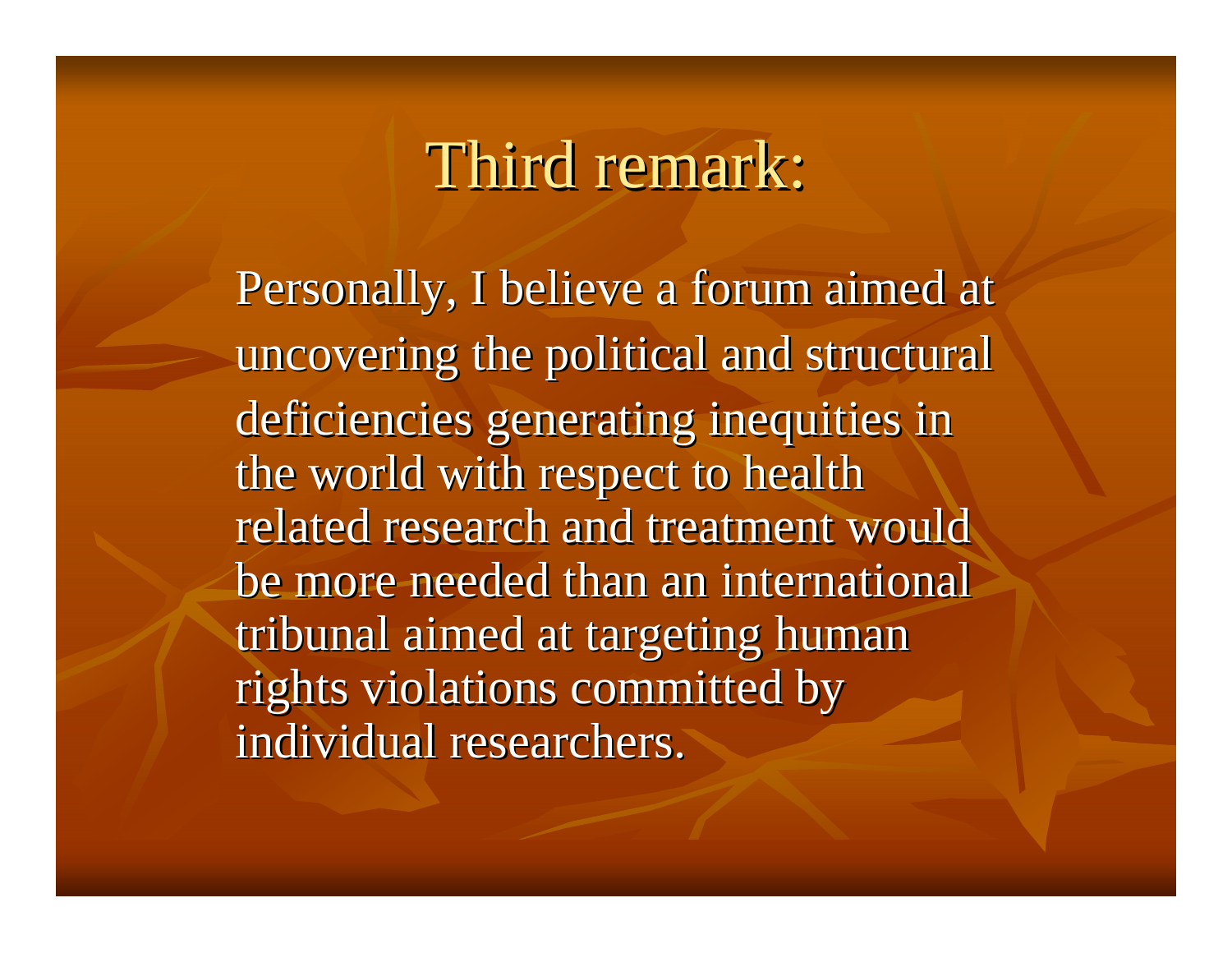# Third remark:

Personally, I believe a forum aimed at uncovering the political and structural deficiencies generating inequities in the world with respect to health related research and treatment would be more needed than an international tribunal aimed at targeting human rights violations committed by individual researchers.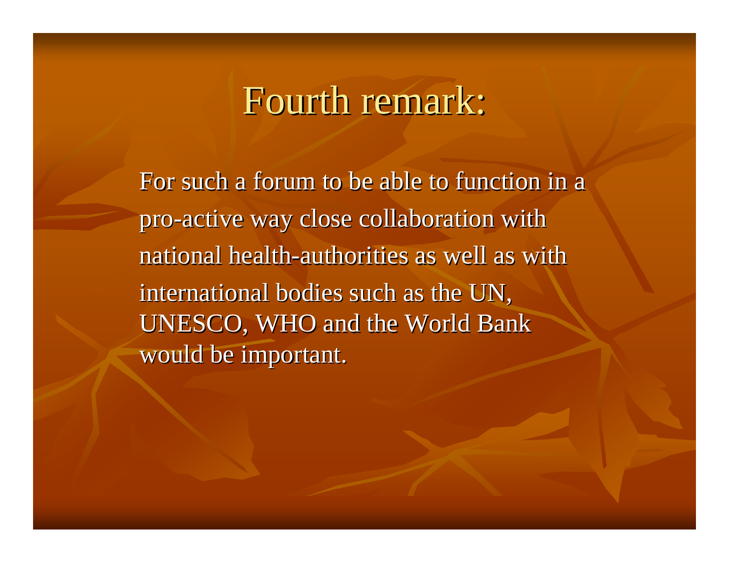# Fourth remark:

For such a forum to be able to function in a pro-active way close collaboration with national health-authorities as well as with international bodies such as the UN, UNESCO, WHO and the World Bank would be important.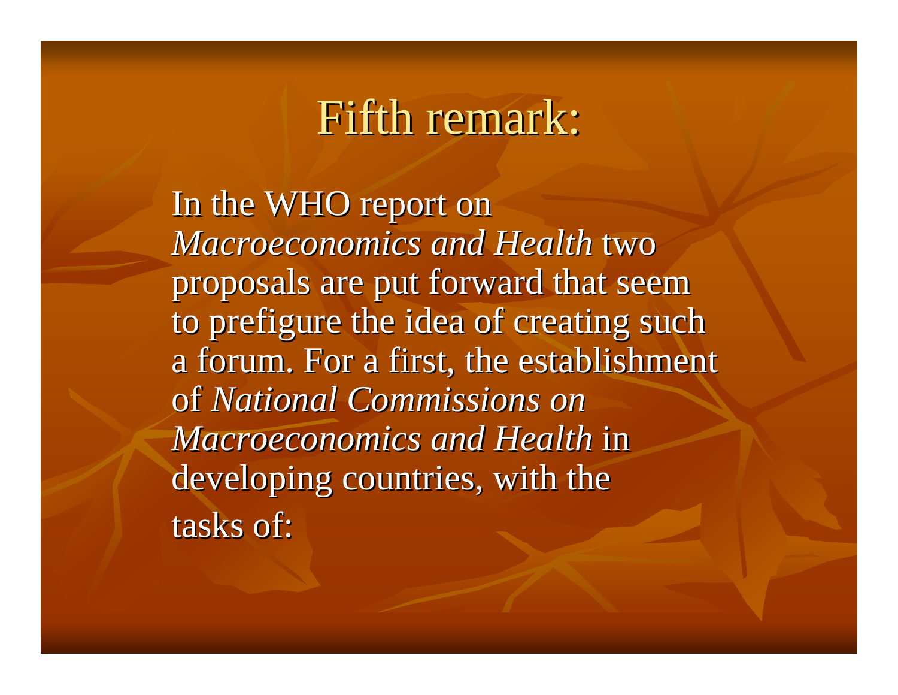# Fifth remark:

In the WHO report on *Macroeconomics and Health* two proposals are put forward that seem to prefigure the idea of creating such a forum. For a first, the establishment of *National Commissions on Macroeconomics and Health* in developing countries, with the tasks of: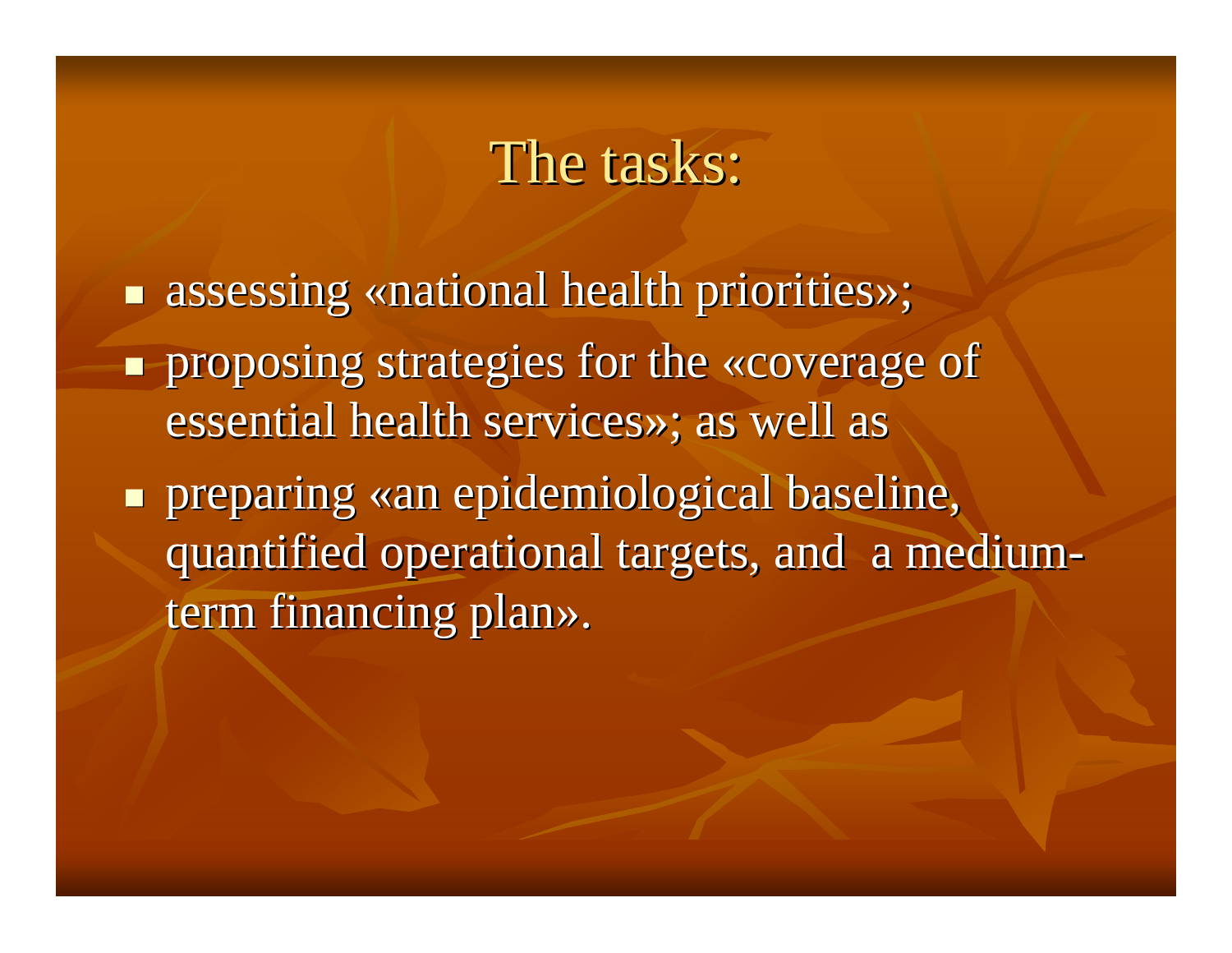# The tasks:

- assessing «national health priorities»;
- proposing strategies for the «coverage of essential health services»; as well as
- preparing «an epidemiological baseline, quantified operational targets, and a medium-term financing plan».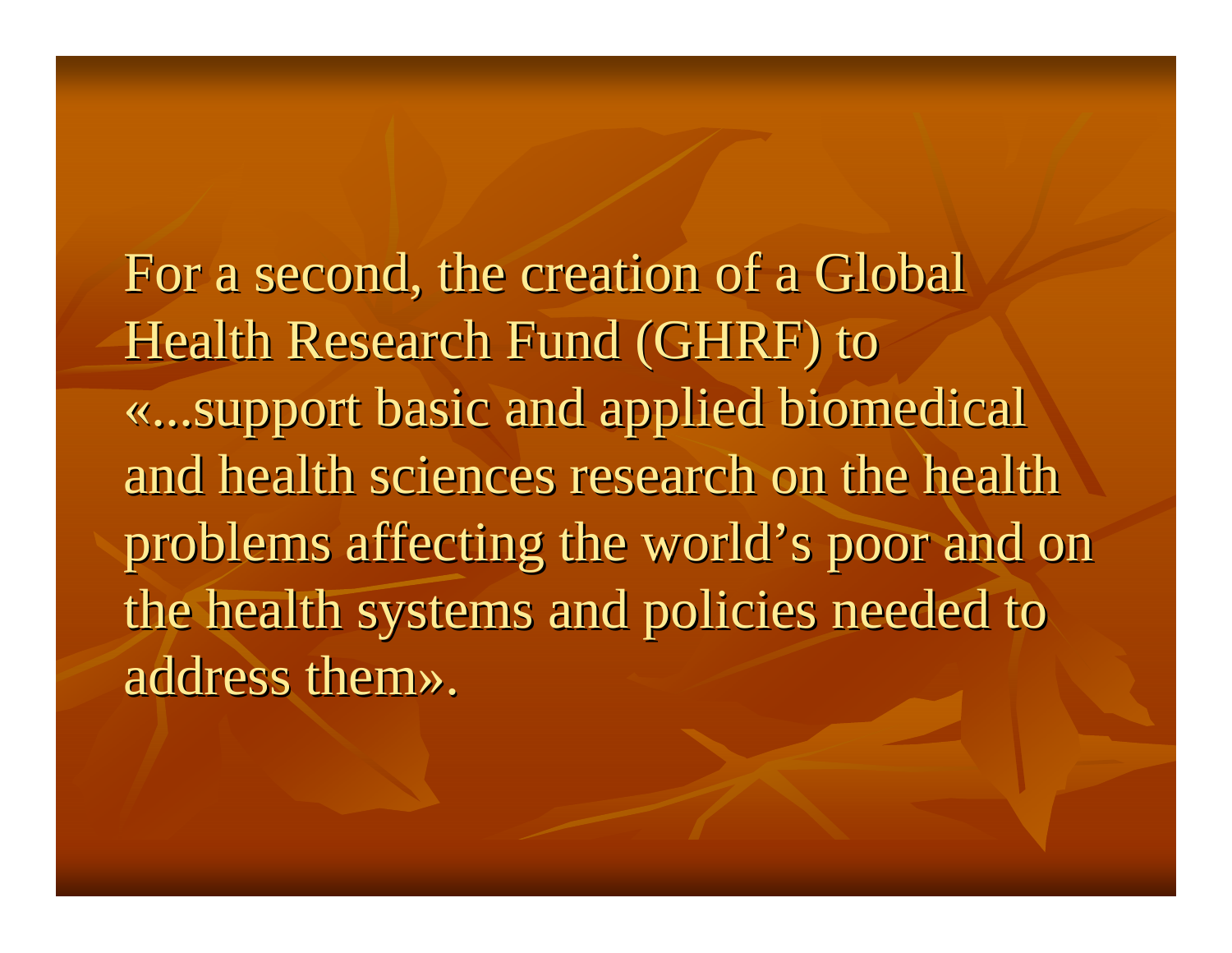For a second, the creation of a Global Health Research Fund (GHRF) to «...support basic and applied biomedical and health sciences research on the health problems affecting the world's poor and on the health systems and policies needed to address them».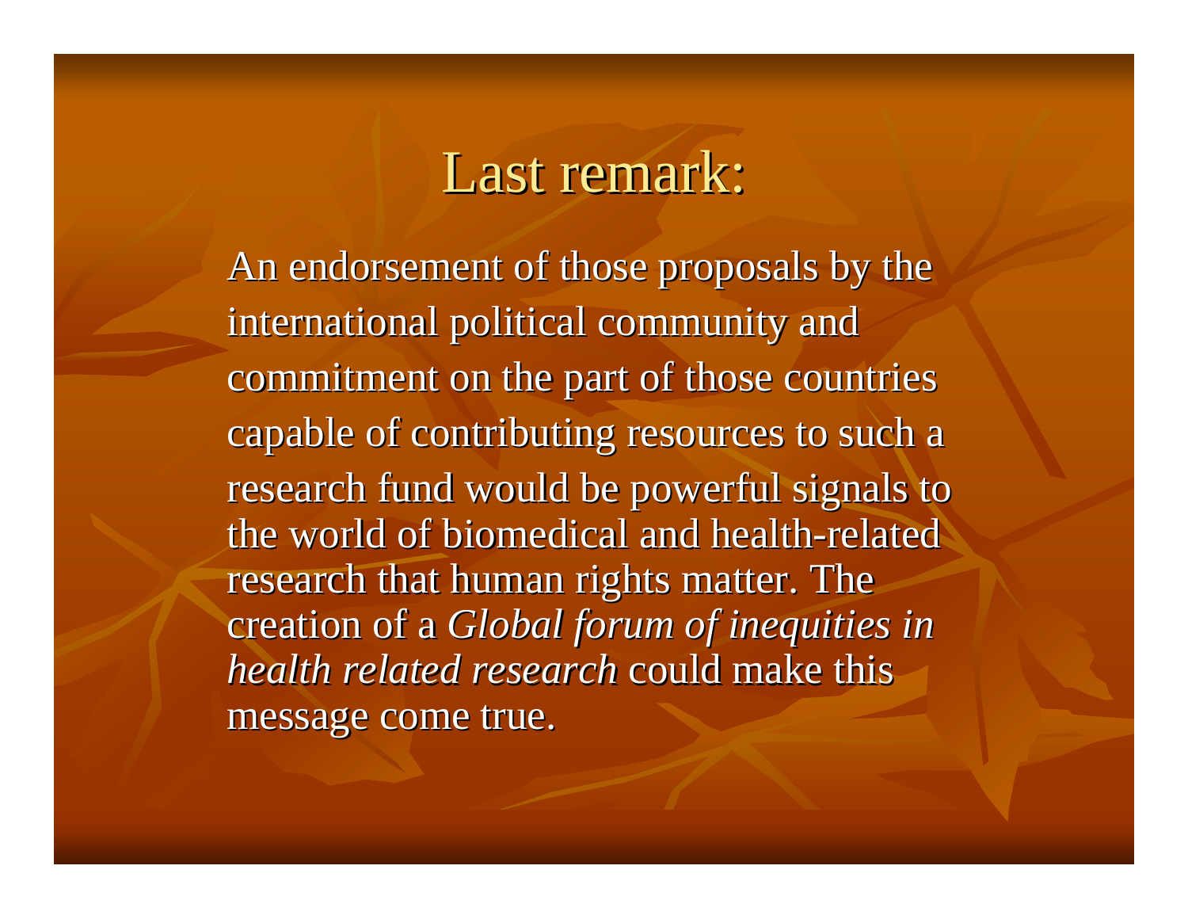# Last remark:

An endorsement of those proposals by the international political community and commitment on the part of those countries capable of contributing resources to such a research fund would be powerful signals to the world of biomedical and health-related research that human rights matter. The creation of a *Global forum of inequities in health related research* could make this message come true.